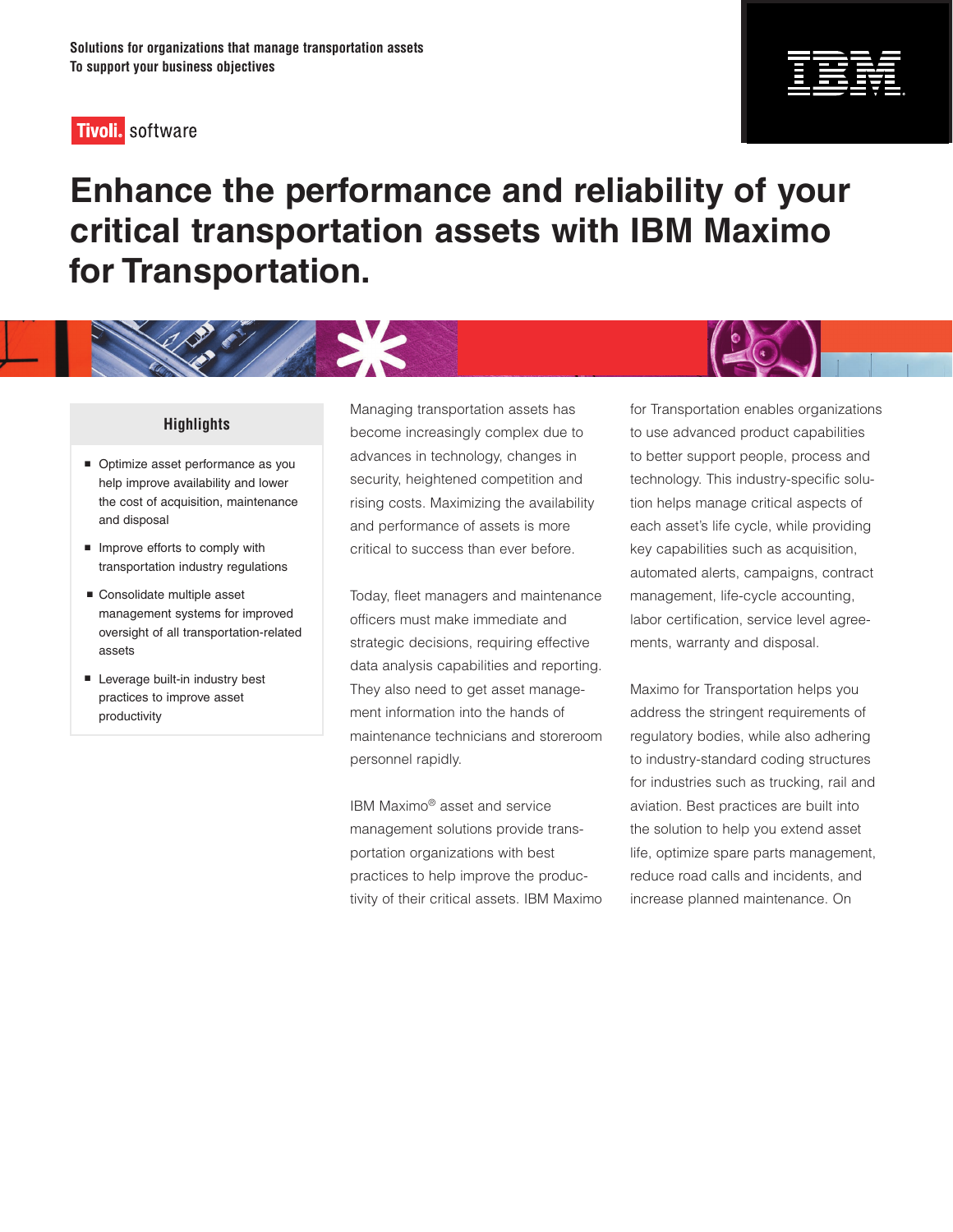Solutions for organizations that manage transportation assets
To support your business objectives

Tivoli. software

# Enhance the performance and reliability of your critical transportation assets with IBM Maximo for Transportation.

## Highlights

- Optimize asset performance as you help improve availability and lower the cost of acquisition, maintenance and disposal
- Improve efforts to comply with transportation industry regulations
- Consolidate multiple asset management systems for improved oversight of all transportation-related assets
- Leverage built-in industry best practices to improve asset productivity

Managing transportation assets has become increasingly complex due to advances in technology, changes in security, heightened competition and rising costs. Maximizing the availability and performance of assets is more critical to success than ever before.

Today, fleet managers and maintenance officers must make immediate and strategic decisions, requiring effective data analysis capabilities and reporting. They also need to get asset management information into the hands of maintenance technicians and storeroom personnel rapidly.

IBM Maximo® asset and service management solutions provide transportation organizations with best practices to help improve the productivity of their critical assets. IBM Maximo for Transportation enables organizations to use advanced product capabilities to better support people, process and technology. This industry-specific solution helps manage critical aspects of each asset's life cycle, while providing key capabilities such as acquisition, automated alerts, campaigns, contract management, life-cycle accounting, labor certification, service level agreements, warranty and disposal.

Maximo for Transportation helps you address the stringent requirements of regulatory bodies, while also adhering to industry-standard coding structures for industries such as trucking, rail and aviation. Best practices are built into the solution to help you extend asset life, optimize spare parts management, reduce road calls and incidents, and increase planned maintenance. On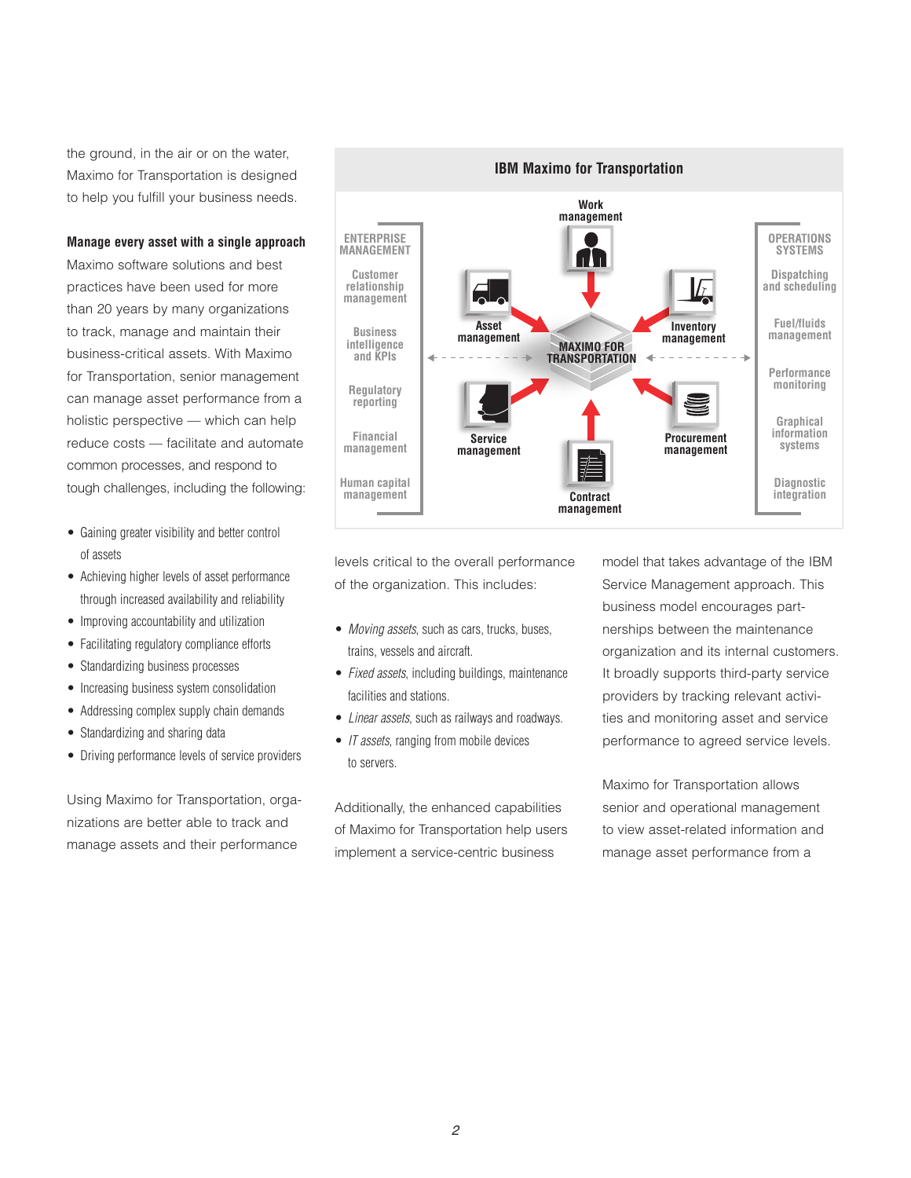the ground, in the air or on the water, Maximo for Transportation is designed to help you fulfill your business needs.

**Manage every asset with a single approach**

Maximo software solutions and best practices have been used for more than 20 years by many organizations to track, manage and maintain their business-critical assets. With Maximo for Transportation, senior management can manage asset performance from a holistic perspective — which can help reduce costs — facilitate and automate common processes, and respond to tough challenges, including the following:

- Gaining greater visibility and better control of assets
- Achieving higher levels of asset performance through increased availability and reliability
- Improving accountability and utilization
- Facilitating regulatory compliance efforts
- Standardizing business processes
- Increasing business system consolidation
- Addressing complex supply chain demands
- Standardizing and sharing data
- Driving performance levels of service providers

Using Maximo for Transportation, organizations are better able to track and manage assets and their performance levels critical to the overall performance of the organization. This includes:

- *Moving assets*, such as cars, trucks, buses, trains, vessels and aircraft.
- *Fixed assets*, including buildings, maintenance facilities and stations.
- *Linear assets*, such as railways and roadways.
- *IT assets*, ranging from mobile devices to servers.

Additionally, the enhanced capabilities of Maximo for Transportation help users implement a service-centric business model that takes advantage of the IBM Service Management approach. This business model encourages partnerships between the maintenance organization and its internal customers. It broadly supports third-party service providers by tracking relevant activities and monitoring asset and service performance to agreed service levels.

Maximo for Transportation allows senior and operational management to view asset-related information and manage asset performance from a

**IBM Maximo for Transportation**

| ENTERPRISE MANAGEMENT | MAXIMO FOR TRANSPORTATION | OPERATIONS SYSTEMS |
|---|---|---|
| Customer relationship management | Work management | Dispatching and scheduling |
| Business intelligence and KPIs | Asset management | Fuel/fluids management |
| Regulatory reporting | Inventory management | Performance monitoring |
| Financial management | Service management | Graphical information systems |
| Human capital management | Procurement management | Diagnostic integration |
| | Contract management | |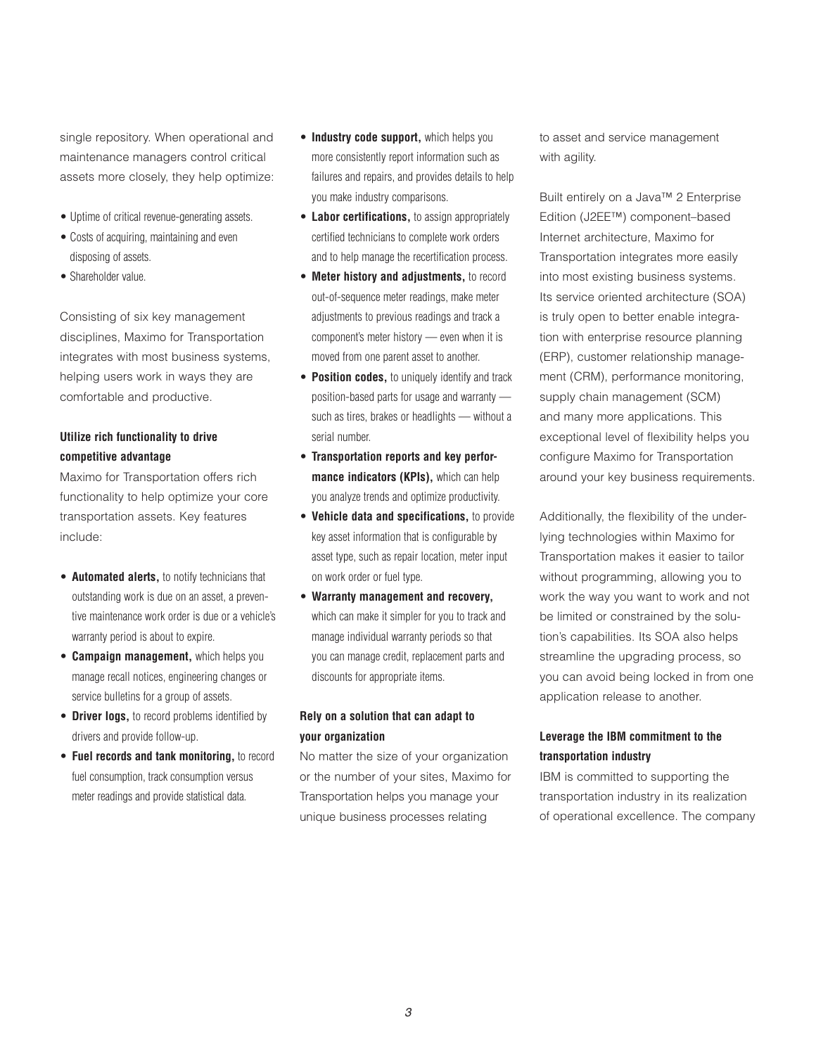single repository. When operational and maintenance managers control critical assets more closely, they help optimize:

- Uptime of critical revenue-generating assets.
- Costs of acquiring, maintaining and even disposing of assets.
- Shareholder value.

Consisting of six key management disciplines, Maximo for Transportation integrates with most business systems, helping users work in ways they are comfortable and productive.

### Utilize rich functionality to drive competitive advantage

Maximo for Transportation offers rich functionality to help optimize your core transportation assets. Key features include:

- **Automated alerts,** to notify technicians that outstanding work is due on an asset, a preventive maintenance work order is due or a vehicle's warranty period is about to expire.
- **Campaign management,** which helps you manage recall notices, engineering changes or service bulletins for a group of assets.
- **Driver logs,** to record problems identified by drivers and provide follow-up.
- **Fuel records and tank monitoring,** to record fuel consumption, track consumption versus meter readings and provide statistical data.
- **Industry code support,** which helps you more consistently report information such as failures and repairs, and provides details to help you make industry comparisons.
- **Labor certifications,** to assign appropriately certified technicians to complete work orders and to help manage the recertification process.
- **Meter history and adjustments,** to record out-of-sequence meter readings, make meter adjustments to previous readings and track a component's meter history — even when it is moved from one parent asset to another.
- **Position codes,** to uniquely identify and track position-based parts for usage and warranty — such as tires, brakes or headlights — without a serial number.
- **Transportation reports and key performance indicators (KPIs),** which can help you analyze trends and optimize productivity.
- **Vehicle data and specifications,** to provide key asset information that is configurable by asset type, such as repair location, meter input on work order or fuel type.
- **Warranty management and recovery,** which can make it simpler for you to track and manage individual warranty periods so that you can manage credit, replacement parts and discounts for appropriate items.

### Rely on a solution that can adapt to your organization

No matter the size of your organization or the number of your sites, Maximo for Transportation helps you manage your unique business processes relating to asset and service management with agility.

Built entirely on a Java™ 2 Enterprise Edition (J2EE™) component–based Internet architecture, Maximo for Transportation integrates more easily into most existing business systems. Its service oriented architecture (SOA) is truly open to better enable integration with enterprise resource planning (ERP), customer relationship management (CRM), performance monitoring, supply chain management (SCM) and many more applications. This exceptional level of flexibility helps you configure Maximo for Transportation around your key business requirements.

Additionally, the flexibility of the underlying technologies within Maximo for Transportation makes it easier to tailor without programming, allowing you to work the way you want to work and not be limited or constrained by the solution's capabilities. Its SOA also helps streamline the upgrading process, so you can avoid being locked in from one application release to another.

### Leverage the IBM commitment to the transportation industry

IBM is committed to supporting the transportation industry in its realization of operational excellence. The company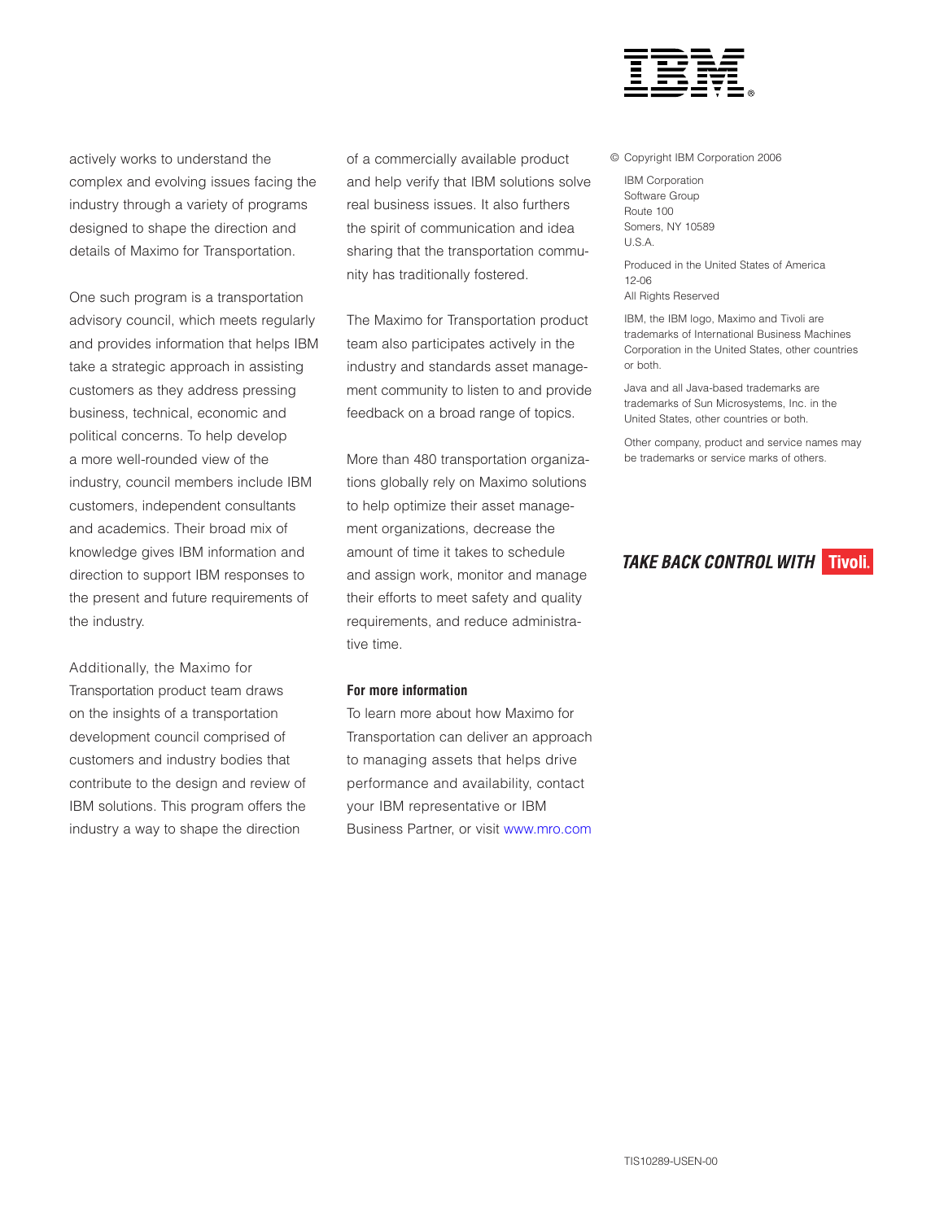actively works to understand the complex and evolving issues facing the industry through a variety of programs designed to shape the direction and details of Maximo for Transportation.

One such program is a transportation advisory council, which meets regularly and provides information that helps IBM take a strategic approach in assisting customers as they address pressing business, technical, economic and political concerns. To help develop a more well-rounded view of the industry, council members include IBM customers, independent consultants and academics. Their broad mix of knowledge gives IBM information and direction to support IBM responses to the present and future requirements of the industry.

Additionally, the Maximo for Transportation product team draws on the insights of a transportation development council comprised of customers and industry bodies that contribute to the design and review of IBM solutions. This program offers the industry a way to shape the direction of a commercially available product and help verify that IBM solutions solve real business issues. It also furthers the spirit of communication and idea sharing that the transportation community has traditionally fostered.

The Maximo for Transportation product team also participates actively in the industry and standards asset management community to listen to and provide feedback on a broad range of topics.

More than 480 transportation organizations globally rely on Maximo solutions to help optimize their asset management organizations, decrease the amount of time it takes to schedule and assign work, monitor and manage their efforts to meet safety and quality requirements, and reduce administrative time.

**For more information**

To learn more about how Maximo for Transportation can deliver an approach to managing assets that helps drive performance and availability, contact your IBM representative or IBM Business Partner, or visit www.mro.com

© Copyright IBM Corporation 2006

IBM Corporation
Software Group
Route 100
Somers, NY 10589
U.S.A.

Produced in the United States of America
12-06
All Rights Reserved

IBM, the IBM logo, Maximo and Tivoli are trademarks of International Business Machines Corporation in the United States, other countries or both.

Java and all Java-based trademarks are trademarks of Sun Microsystems, Inc. in the United States, other countries or both.

Other company, product and service names may be trademarks or service marks of others.

TAKE BACK CONTROL WITH Tivoli.

TIS10289-USEN-00